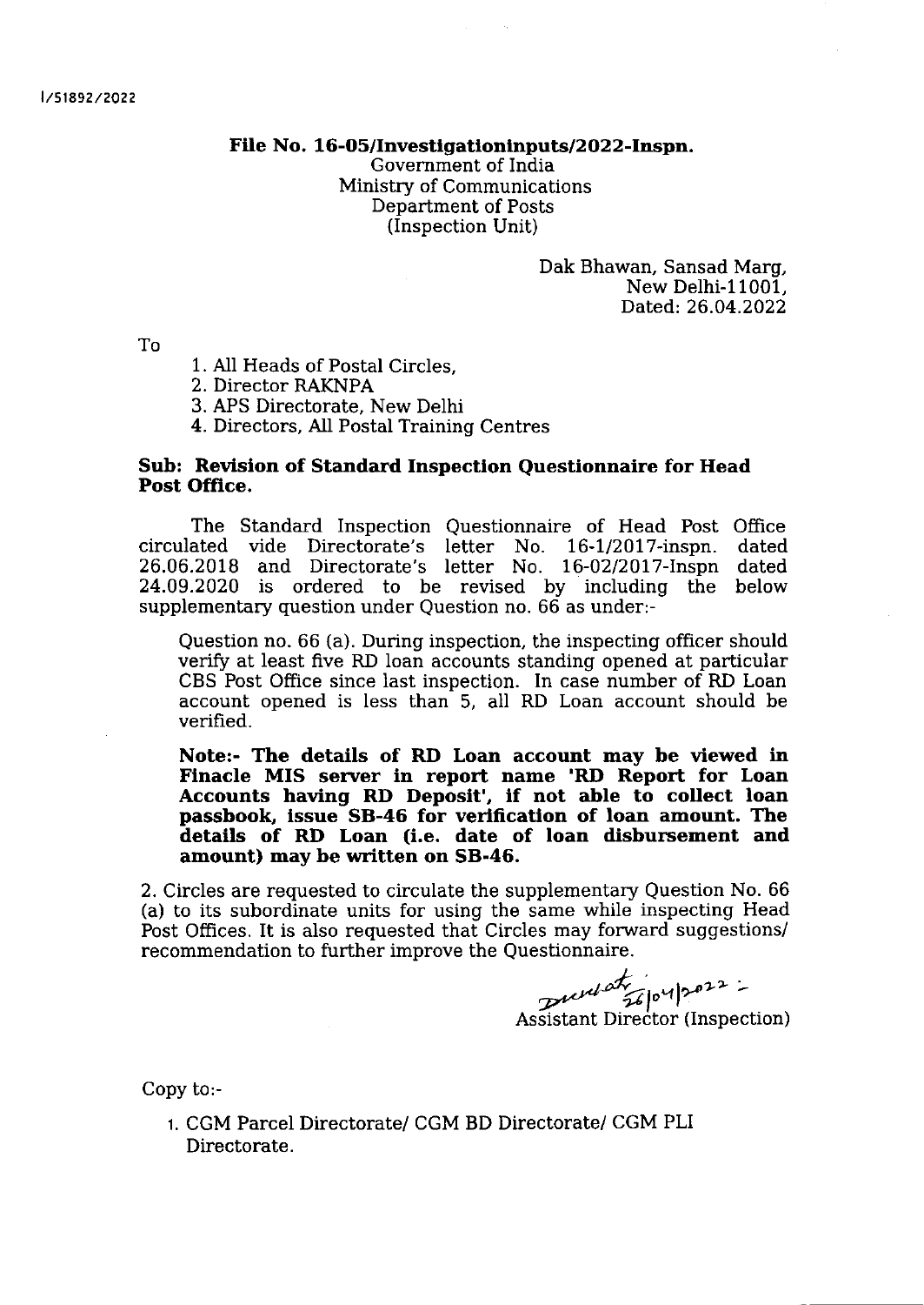I/51892/2022

**File No. 16-05/Investigationinputs/2022-Inspn.**
Government of India
Ministry of Communications
Department of Posts
(Inspection Unit)

Dak Bhawan, Sansad Marg,
New Delhi-11001,
Dated: 26.04.2022

To

1. All Heads of Postal Circles,
2. Director RAKNPA
3. APS Directorate, New Delhi
4. Directors, All Postal Training Centres

**Sub: Revision of Standard Inspection Questionnaire for Head Post Office.**

The Standard Inspection Questionnaire of Head Post Office circulated vide Directorate's letter No. 16-1/2017-inspn. dated 26.06.2018 and Directorate's letter No. 16-02/2017-Inspn dated 24.09.2020 is ordered to be revised by including the below supplementary question under Question no. 66 as under:-

> Question no. 66 (a). During inspection, the inspecting officer should verify at least five RD loan accounts standing opened at particular CBS Post Office since last inspection. In case number of RD Loan account opened is less than 5, all RD Loan account should be verified.
>
> **Note:- The details of RD Loan account may be viewed in Finacle MIS server in report name 'RD Report for Loan Accounts having RD Deposit', if not able to collect loan passbook, issue SB-46 for verification of loan amount. The details of RD Loan (i.e. date of loan disbursement and amount) may be written on SB-46.**

2. Circles are requested to circulate the supplementary Question No. 66 (a) to its subordinate units for using the same while inspecting Head Post Offices. It is also requested that Circles may forward suggestions/ recommendation to further improve the Questionnaire.

26/04/2022
Assistant Director (Inspection)

Copy to:-

1. CGM Parcel Directorate/ CGM BD Directorate/ CGM PLI Directorate.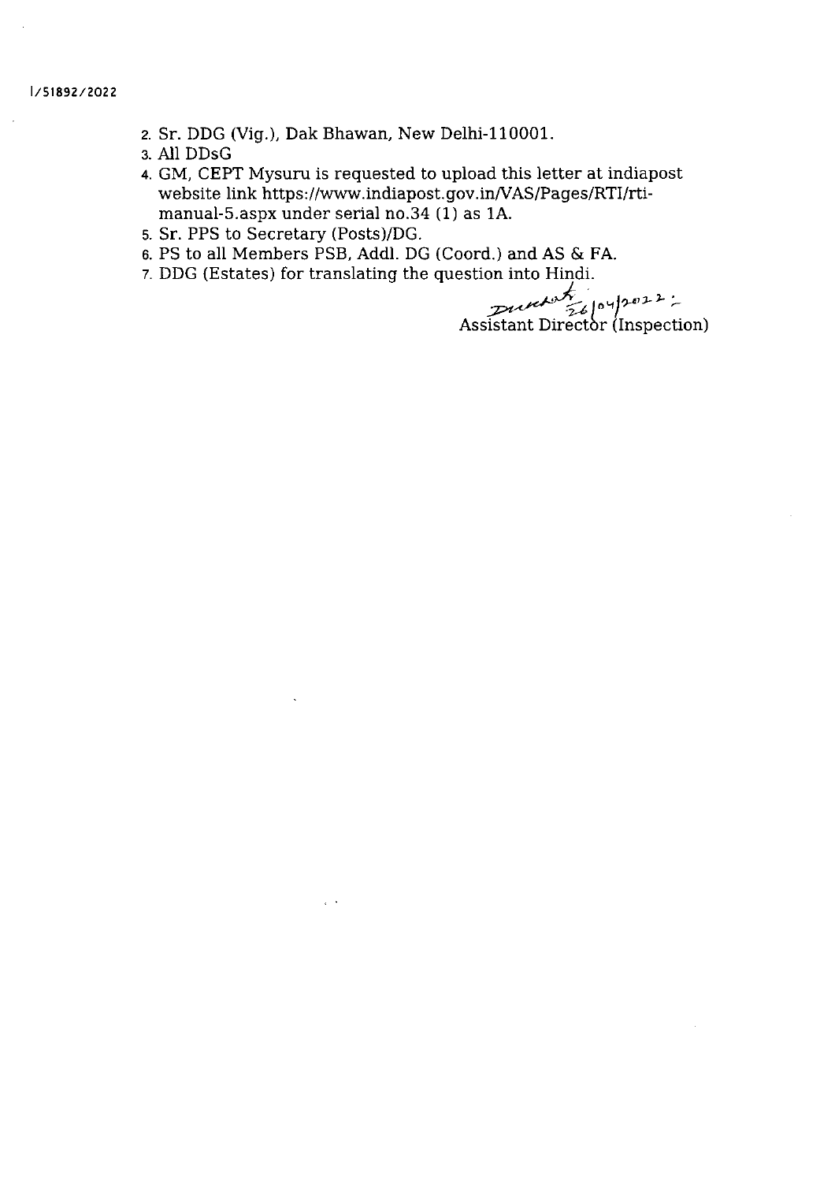I/51892/2022

2. Sr. DDG (Vig.), Dak Bhawan, New Delhi-110001.
3. All DDsG
4. GM, CEPT Mysuru is requested to upload this letter at indiapost website link https://www.indiapost.gov.in/VAS/Pages/RTI/rti-manual-5.aspx under serial no.34 (1) as 1A.
5. Sr. PPS to Secretary (Posts)/DG.
6. PS to all Members PSB, Addl. DG (Coord.) and AS & FA.
7. DDG (Estates) for translating the question into Hindi.

26/04/2022

Assistant Director (Inspection)